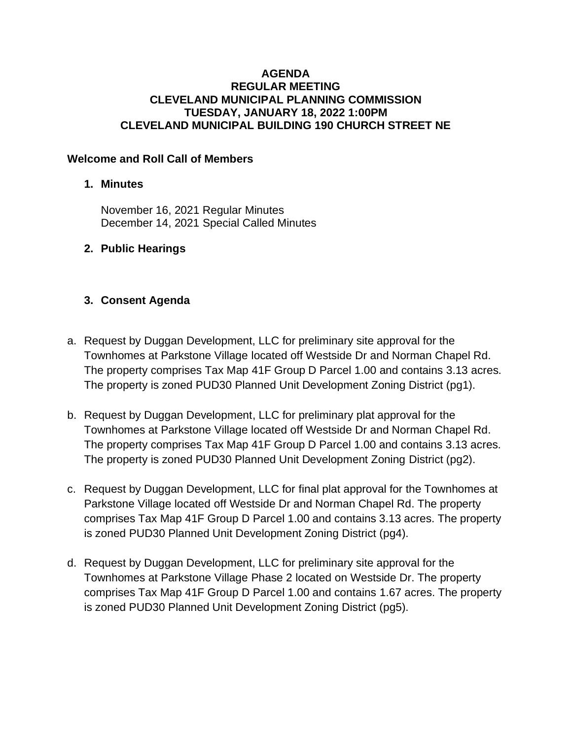# AGENDA
## REGULAR MEETING
## CLEVELAND MUNICIPAL PLANNING COMMISSION
## TUESDAY, JANUARY 18, 2022 1:00PM
## CLEVELAND MUNICIPAL BUILDING 190 CHURCH STREET NE

**Welcome and Roll Call of Members**

1. **Minutes**

   November 16, 2021 Regular Minutes
   December 14, 2021 Special Called Minutes

2. **Public Hearings**

3. **Consent Agenda**

a. Request by Duggan Development, LLC for preliminary site approval for the Townhomes at Parkstone Village located off Westside Dr and Norman Chapel Rd. The property comprises Tax Map 41F Group D Parcel 1.00 and contains 3.13 acres. The property is zoned PUD30 Planned Unit Development Zoning District (pg1).

b. Request by Duggan Development, LLC for preliminary plat approval for the Townhomes at Parkstone Village located off Westside Dr and Norman Chapel Rd. The property comprises Tax Map 41F Group D Parcel 1.00 and contains 3.13 acres. The property is zoned PUD30 Planned Unit Development Zoning District (pg2).

c. Request by Duggan Development, LLC for final plat approval for the Townhomes at Parkstone Village located off Westside Dr and Norman Chapel Rd. The property comprises Tax Map 41F Group D Parcel 1.00 and contains 3.13 acres. The property is zoned PUD30 Planned Unit Development Zoning District (pg4).

d. Request by Duggan Development, LLC for preliminary site approval for the Townhomes at Parkstone Village Phase 2 located on Westside Dr. The property comprises Tax Map 41F Group D Parcel 1.00 and contains 1.67 acres. The property is zoned PUD30 Planned Unit Development Zoning District (pg5).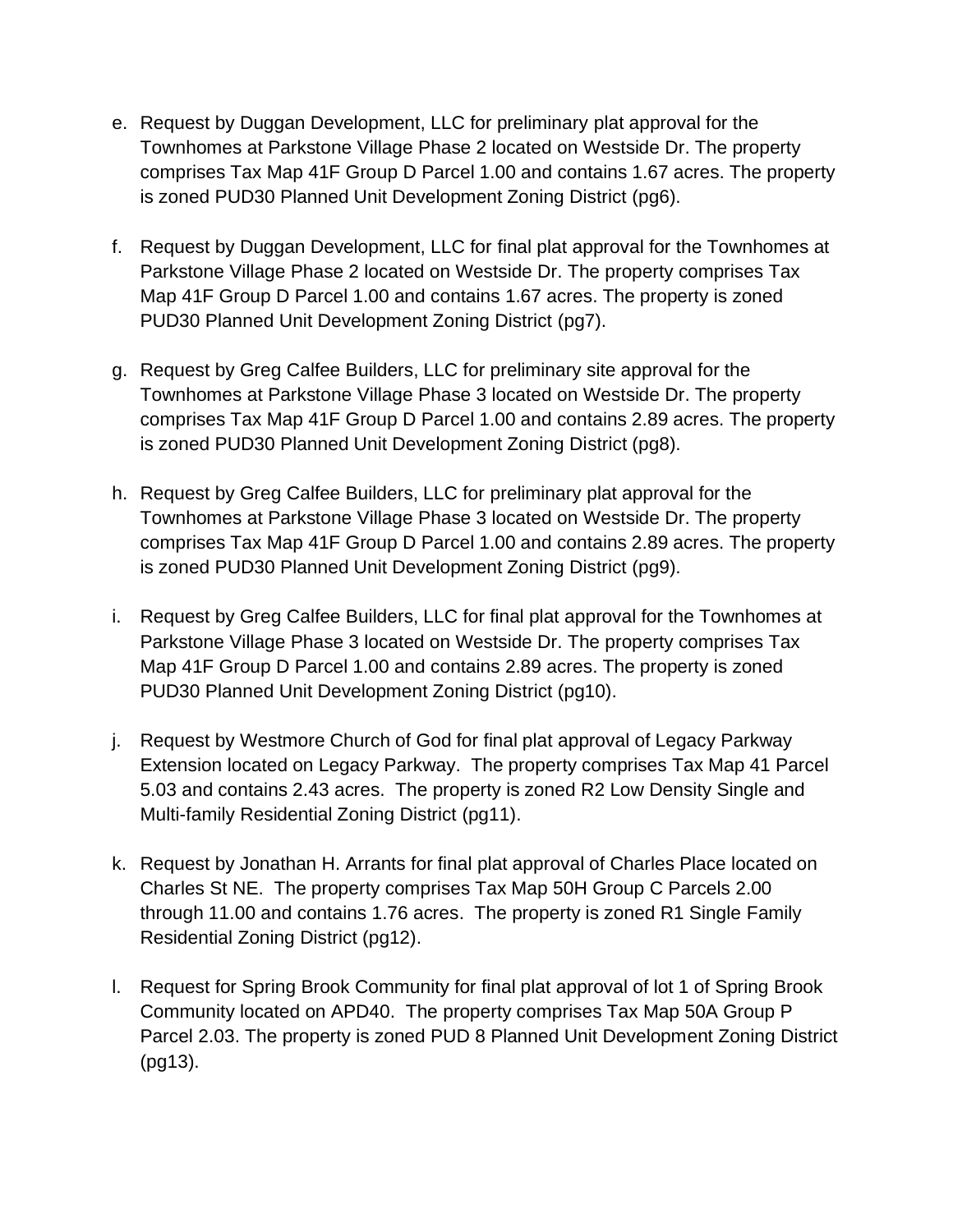e. Request by Duggan Development, LLC for preliminary plat approval for the Townhomes at Parkstone Village Phase 2 located on Westside Dr. The property comprises Tax Map 41F Group D Parcel 1.00 and contains 1.67 acres. The property is zoned PUD30 Planned Unit Development Zoning District (pg6).

f. Request by Duggan Development, LLC for final plat approval for the Townhomes at Parkstone Village Phase 2 located on Westside Dr. The property comprises Tax Map 41F Group D Parcel 1.00 and contains 1.67 acres. The property is zoned PUD30 Planned Unit Development Zoning District (pg7).

g. Request by Greg Calfee Builders, LLC for preliminary site approval for the Townhomes at Parkstone Village Phase 3 located on Westside Dr. The property comprises Tax Map 41F Group D Parcel 1.00 and contains 2.89 acres. The property is zoned PUD30 Planned Unit Development Zoning District (pg8).

h. Request by Greg Calfee Builders, LLC for preliminary plat approval for the Townhomes at Parkstone Village Phase 3 located on Westside Dr. The property comprises Tax Map 41F Group D Parcel 1.00 and contains 2.89 acres. The property is zoned PUD30 Planned Unit Development Zoning District (pg9).

i. Request by Greg Calfee Builders, LLC for final plat approval for the Townhomes at Parkstone Village Phase 3 located on Westside Dr. The property comprises Tax Map 41F Group D Parcel 1.00 and contains 2.89 acres. The property is zoned PUD30 Planned Unit Development Zoning District (pg10).

j. Request by Westmore Church of God for final plat approval of Legacy Parkway Extension located on Legacy Parkway. The property comprises Tax Map 41 Parcel 5.03 and contains 2.43 acres. The property is zoned R2 Low Density Single and Multi-family Residential Zoning District (pg11).

k. Request by Jonathan H. Arrants for final plat approval of Charles Place located on Charles St NE. The property comprises Tax Map 50H Group C Parcels 2.00 through 11.00 and contains 1.76 acres. The property is zoned R1 Single Family Residential Zoning District (pg12).

l. Request for Spring Brook Community for final plat approval of lot 1 of Spring Brook Community located on APD40. The property comprises Tax Map 50A Group P Parcel 2.03. The property is zoned PUD 8 Planned Unit Development Zoning District (pg13).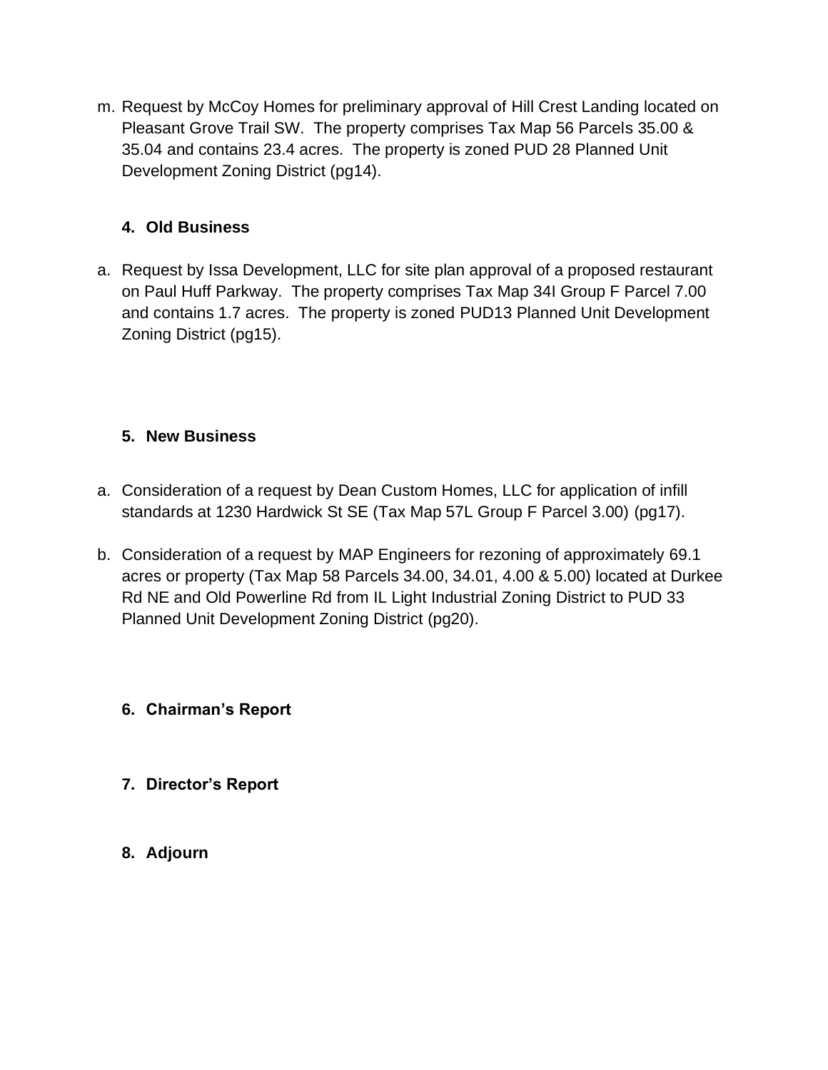m. Request by McCoy Homes for preliminary approval of Hill Crest Landing located on Pleasant Grove Trail SW. The property comprises Tax Map 56 Parcels 35.00 & 35.04 and contains 23.4 acres. The property is zoned PUD 28 Planned Unit Development Zoning District (pg14).

**4. Old Business**

a. Request by Issa Development, LLC for site plan approval of a proposed restaurant on Paul Huff Parkway. The property comprises Tax Map 34I Group F Parcel 7.00 and contains 1.7 acres. The property is zoned PUD13 Planned Unit Development Zoning District (pg15).

**5. New Business**

a. Consideration of a request by Dean Custom Homes, LLC for application of infill standards at 1230 Hardwick St SE (Tax Map 57L Group F Parcel 3.00) (pg17).

b. Consideration of a request by MAP Engineers for rezoning of approximately 69.1 acres or property (Tax Map 58 Parcels 34.00, 34.01, 4.00 & 5.00) located at Durkee Rd NE and Old Powerline Rd from IL Light Industrial Zoning District to PUD 33 Planned Unit Development Zoning District (pg20).

**6. Chairman's Report**

**7. Director's Report**

**8. Adjourn**